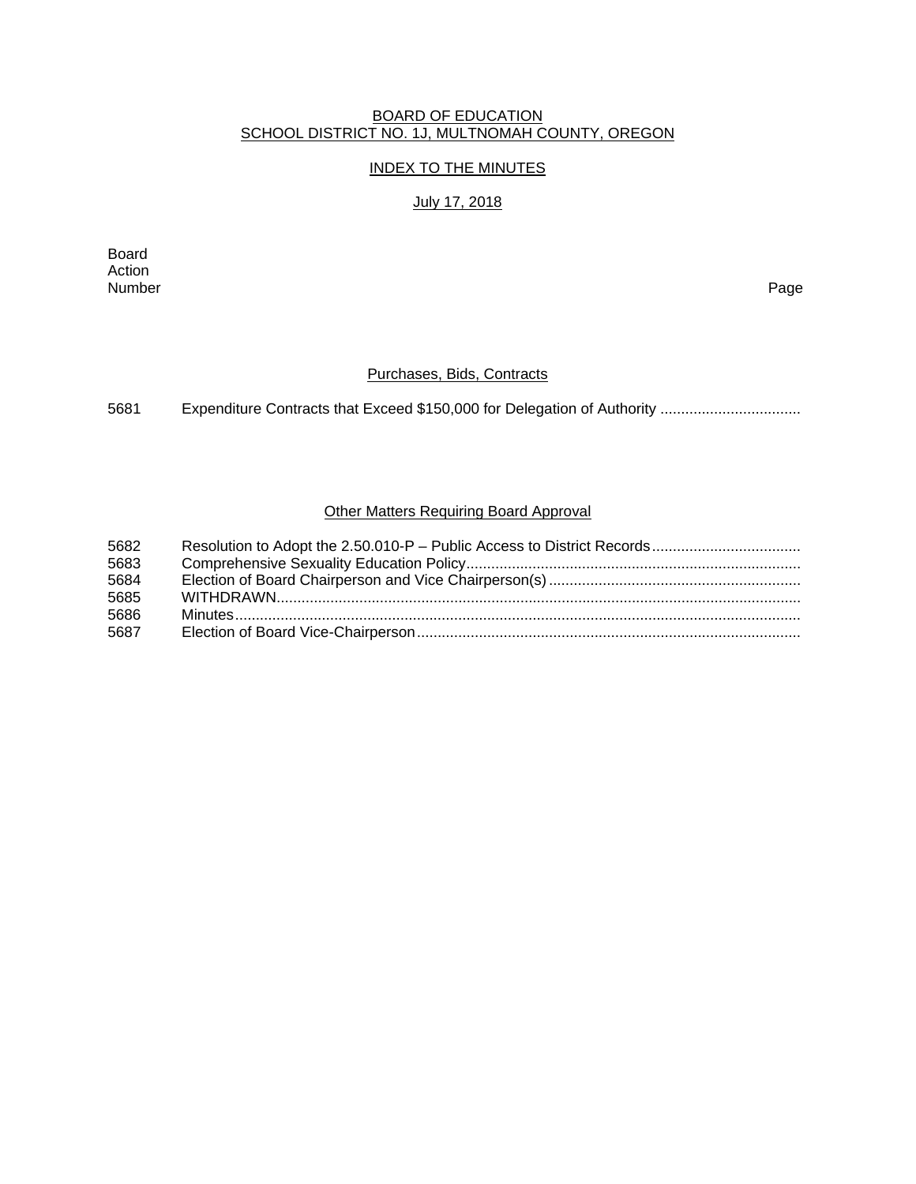BOARD OF EDUCATION
SCHOOL DISTRICT NO. 1J, MULTNOMAH COUNTY, OREGON

INDEX TO THE MINUTES

July 17, 2018

| Board Action Number | | Page |
|---|---|---|
| | **Purchases, Bids, Contracts** | |
| 5681 | Expenditure Contracts that Exceed $150,000 for Delegation of Authority | |
| | **Other Matters Requiring Board Approval** | |
| 5682 | Resolution to Adopt the 2.50.010-P – Public Access to District Records | |
| 5683 | Comprehensive Sexuality Education Policy | |
| 5684 | Election of Board Chairperson and Vice Chairperson(s) | |
| 5685 | WITHDRAWN | |
| 5686 | Minutes | |
| 5687 | Election of Board Vice-Chairperson | |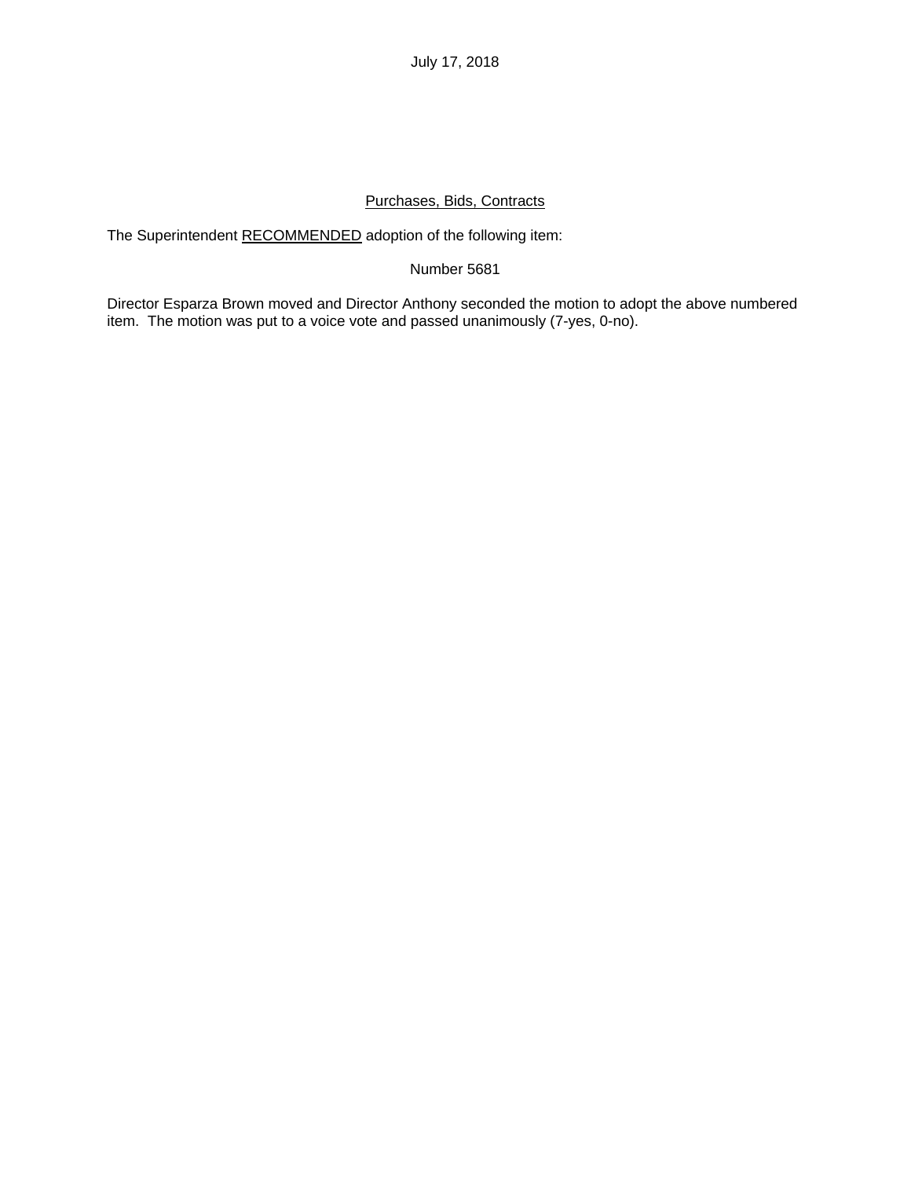July 17, 2018

<u>Purchases, Bids, Contracts</u>

The Superintendent <u>RECOMMENDED</u> adoption of the following item:

Number 5681

Director Esparza Brown moved and Director Anthony seconded the motion to adopt the above numbered item. The motion was put to a voice vote and passed unanimously (7-yes, 0-no).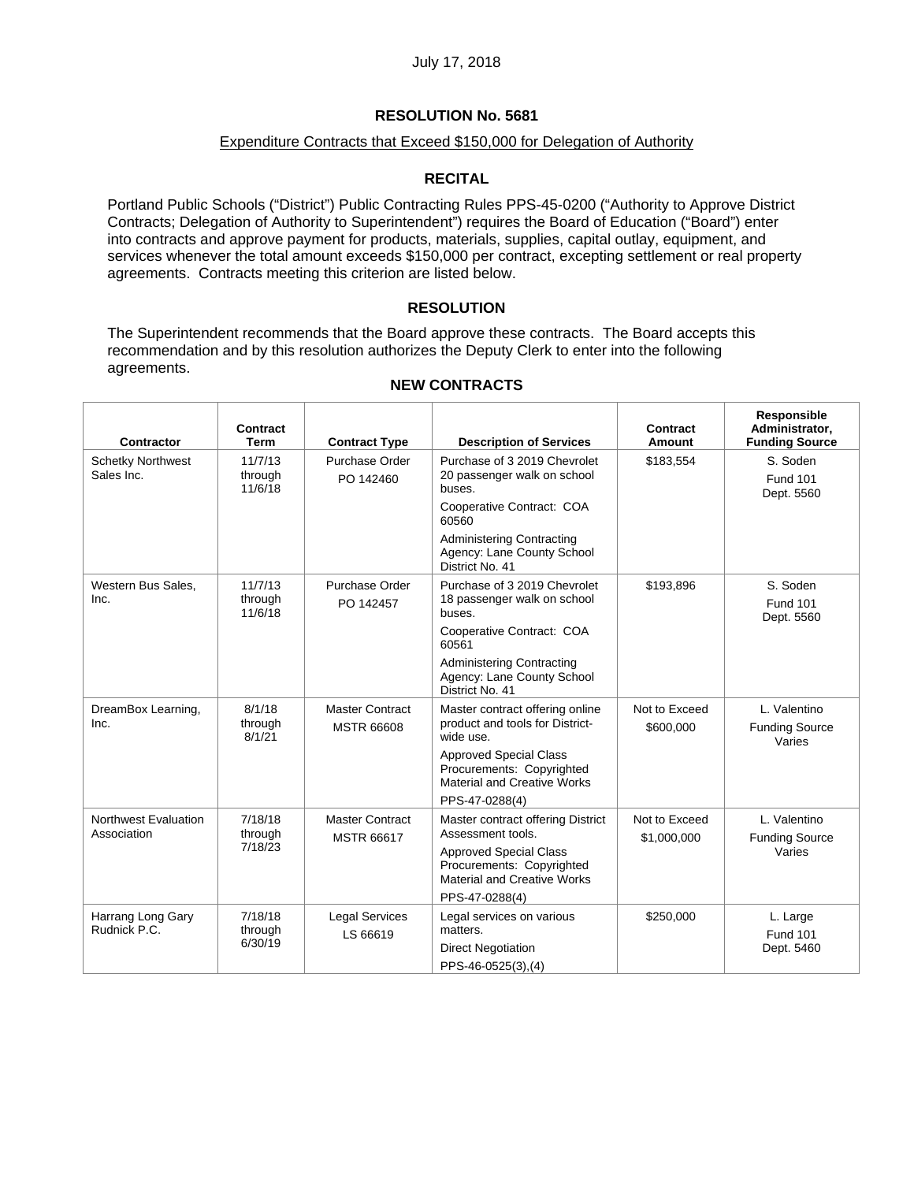July 17, 2018

## RESOLUTION No. 5681

Expenditure Contracts that Exceed $150,000 for Delegation of Authority

### RECITAL

Portland Public Schools ("District") Public Contracting Rules PPS-45-0200 ("Authority to Approve District Contracts; Delegation of Authority to Superintendent") requires the Board of Education ("Board") enter into contracts and approve payment for products, materials, supplies, capital outlay, equipment, and services whenever the total amount exceeds $150,000 per contract, excepting settlement or real property agreements. Contracts meeting this criterion are listed below.

### RESOLUTION

The Superintendent recommends that the Board approve these contracts. The Board accepts this recommendation and by this resolution authorizes the Deputy Clerk to enter into the following agreements.

### NEW CONTRACTS

| Contractor | Contract Term | Contract Type | Description of Services | Contract Amount | Responsible Administrator, Funding Source |
|---|---|---|---|---|---|
| Schetky Northwest Sales Inc. | 11/7/13 through 11/6/18 | Purchase Order PO 142460 | Purchase of 3 2019 Chevrolet 20 passenger walk on school buses. Cooperative Contract: COA 60560 Administering Contracting Agency: Lane County School District No. 41 | $183,554 | S. Soden Fund 101 Dept. 5560 |
| Western Bus Sales, Inc. | 11/7/13 through 11/6/18 | Purchase Order PO 142457 | Purchase of 3 2019 Chevrolet 18 passenger walk on school buses. Cooperative Contract: COA 60561 Administering Contracting Agency: Lane County School District No. 41 | $193,896 | S. Soden Fund 101 Dept. 5560 |
| DreamBox Learning, Inc. | 8/1/18 through 8/1/21 | Master Contract MSTR 66608 | Master contract offering online product and tools for District-wide use. Approved Special Class Procurements: Copyrighted Material and Creative Works PPS-47-0288(4) | Not to Exceed $600,000 | L. Valentino Funding Source Varies |
| Northwest Evaluation Association | 7/18/18 through 7/18/23 | Master Contract MSTR 66617 | Master contract offering District Assessment tools. Approved Special Class Procurements: Copyrighted Material and Creative Works PPS-47-0288(4) | Not to Exceed $1,000,000 | L. Valentino Funding Source Varies |
| Harrang Long Gary Rudnick P.C. | 7/18/18 through 6/30/19 | Legal Services LS 66619 | Legal services on various matters. Direct Negotiation PPS-46-0525(3),(4) | $250,000 | L. Large Fund 101 Dept. 5460 |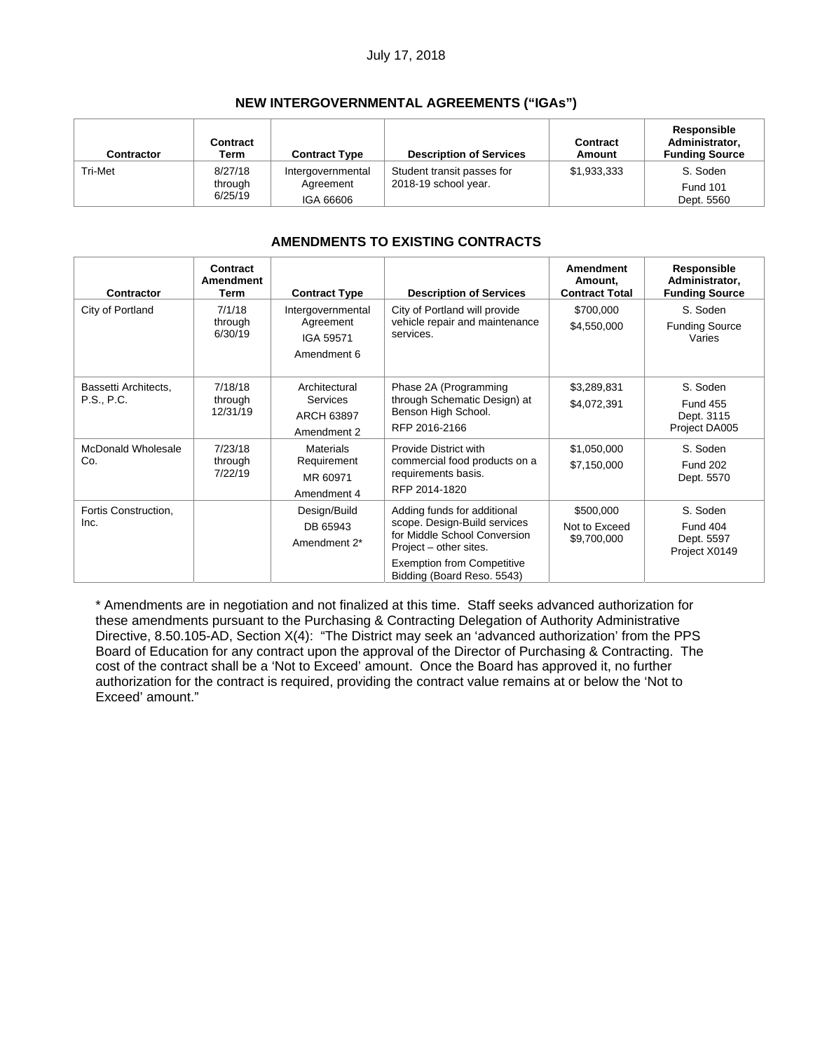July 17, 2018

## NEW INTERGOVERNMENTAL AGREEMENTS ("IGAs")

| Contractor | Contract Term | Contract Type | Description of Services | Contract Amount | Responsible Administrator, Funding Source |
|---|---|---|---|---|---|
| Tri-Met | 8/27/18 through 6/25/19 | Intergovernmental Agreement IGA 66606 | Student transit passes for 2018-19 school year. | $1,933,333 | S. Soden Fund 101 Dept. 5560 |

## AMENDMENTS TO EXISTING CONTRACTS

| Contractor | Contract Amendment Term | Contract Type | Description of Services | Amendment Amount, Contract Total | Responsible Administrator, Funding Source |
|---|---|---|---|---|---|
| City of Portland | 7/1/18 through 6/30/19 | Intergovernmental Agreement IGA 59571 Amendment 6 | City of Portland will provide vehicle repair and maintenance services. | $700,000 $4,550,000 | S. Soden Funding Source Varies |
| Bassetti Architects, P.S., P.C. | 7/18/18 through 12/31/19 | Architectural Services ARCH 63897 Amendment 2 | Phase 2A (Programming through Schematic Design) at Benson High School. RFP 2016-2166 | $3,289,831 $4,072,391 | S. Soden Fund 455 Dept. 3115 Project DA005 |
| McDonald Wholesale Co. | 7/23/18 through 7/22/19 | Materials Requirement MR 60971 Amendment 4 | Provide District with commercial food products on a requirements basis. RFP 2014-1820 | $1,050,000 $7,150,000 | S. Soden Fund 202 Dept. 5570 |
| Fortis Construction, Inc. | | Design/Build DB 65943 Amendment 2* | Adding funds for additional scope. Design-Build services for Middle School Conversion Project – other sites. Exemption from Competitive Bidding (Board Reso. 5543) | $500,000 Not to Exceed $9,700,000 | S. Soden Fund 404 Dept. 5597 Project X0149 |

* Amendments are in negotiation and not finalized at this time. Staff seeks advanced authorization for these amendments pursuant to the Purchasing & Contracting Delegation of Authority Administrative Directive, 8.50.105-AD, Section X(4): "The District may seek an 'advanced authorization' from the PPS Board of Education for any contract upon the approval of the Director of Purchasing & Contracting. The cost of the contract shall be a 'Not to Exceed' amount. Once the Board has approved it, no further authorization for the contract is required, providing the contract value remains at or below the 'Not to Exceed' amount."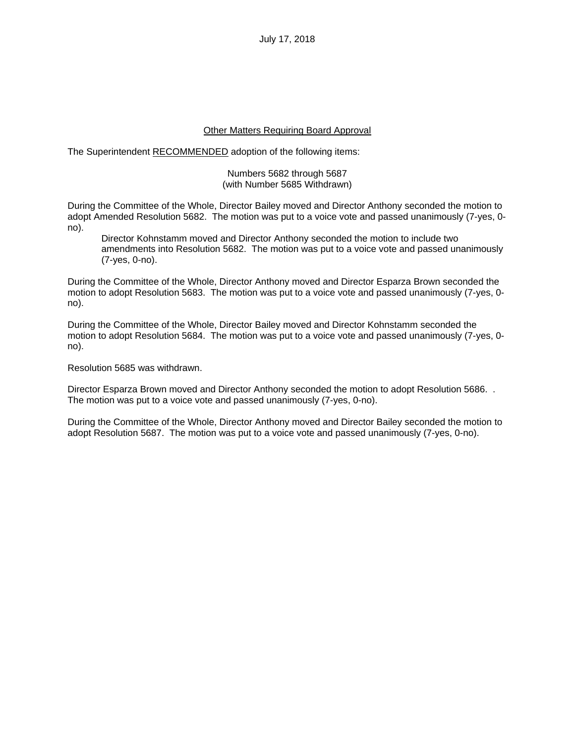July 17, 2018

## Other Matters Requiring Board Approval

The Superintendent RECOMMENDED adoption of the following items:

Numbers 5682 through 5687
(with Number 5685 Withdrawn)

During the Committee of the Whole, Director Bailey moved and Director Anthony seconded the motion to adopt Amended Resolution 5682. The motion was put to a voice vote and passed unanimously (7-yes, 0-no).

> Director Kohnstamm moved and Director Anthony seconded the motion to include two amendments into Resolution 5682. The motion was put to a voice vote and passed unanimously (7-yes, 0-no).

During the Committee of the Whole, Director Anthony moved and Director Esparza Brown seconded the motion to adopt Resolution 5683. The motion was put to a voice vote and passed unanimously (7-yes, 0-no).

During the Committee of the Whole, Director Bailey moved and Director Kohnstamm seconded the motion to adopt Resolution 5684. The motion was put to a voice vote and passed unanimously (7-yes, 0-no).

Resolution 5685 was withdrawn.

Director Esparza Brown moved and Director Anthony seconded the motion to adopt Resolution 5686. . The motion was put to a voice vote and passed unanimously (7-yes, 0-no).

During the Committee of the Whole, Director Anthony moved and Director Bailey seconded the motion to adopt Resolution 5687. The motion was put to a voice vote and passed unanimously (7-yes, 0-no).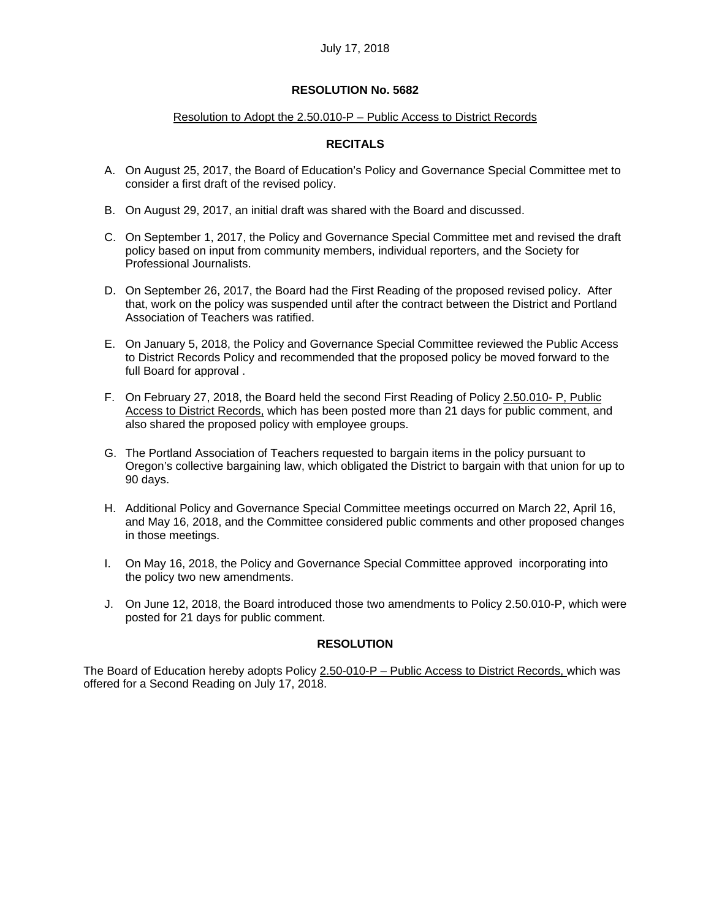July 17, 2018

**RESOLUTION No. 5682**

Resolution to Adopt the 2.50.010-P – Public Access to District Records

**RECITALS**

A. On August 25, 2017, the Board of Education's Policy and Governance Special Committee met to consider a first draft of the revised policy.

B. On August 29, 2017, an initial draft was shared with the Board and discussed.

C. On September 1, 2017, the Policy and Governance Special Committee met and revised the draft policy based on input from community members, individual reporters, and the Society for Professional Journalists.

D. On September 26, 2017, the Board had the First Reading of the proposed revised policy. After that, work on the policy was suspended until after the contract between the District and Portland Association of Teachers was ratified.

E. On January 5, 2018, the Policy and Governance Special Committee reviewed the Public Access to District Records Policy and recommended that the proposed policy be moved forward to the full Board for approval .

F. On February 27, 2018, the Board held the second First Reading of Policy 2.50.010- P, Public Access to District Records, which has been posted more than 21 days for public comment, and also shared the proposed policy with employee groups.

G. The Portland Association of Teachers requested to bargain items in the policy pursuant to Oregon's collective bargaining law, which obligated the District to bargain with that union for up to 90 days.

H. Additional Policy and Governance Special Committee meetings occurred on March 22, April 16, and May 16, 2018, and the Committee considered public comments and other proposed changes in those meetings.

I. On May 16, 2018, the Policy and Governance Special Committee approved incorporating into the policy two new amendments.

J. On June 12, 2018, the Board introduced those two amendments to Policy 2.50.010-P, which were posted for 21 days for public comment.

**RESOLUTION**

The Board of Education hereby adopts Policy 2.50-010-P – Public Access to District Records, which was offered for a Second Reading on July 17, 2018.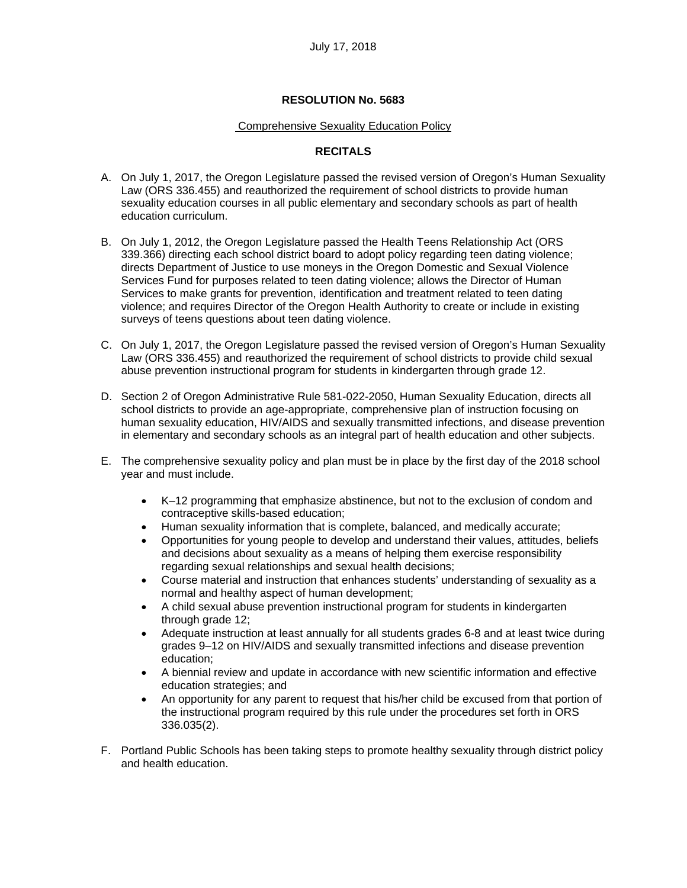July 17, 2018

**RESOLUTION No. 5683**

Comprehensive Sexuality Education Policy

**RECITALS**

A. On July 1, 2017, the Oregon Legislature passed the revised version of Oregon's Human Sexuality Law (ORS 336.455) and reauthorized the requirement of school districts to provide human sexuality education courses in all public elementary and secondary schools as part of health education curriculum.

B. On July 1, 2012, the Oregon Legislature passed the Health Teens Relationship Act (ORS 339.366) directing each school district board to adopt policy regarding teen dating violence; directs Department of Justice to use moneys in the Oregon Domestic and Sexual Violence Services Fund for purposes related to teen dating violence; allows the Director of Human Services to make grants for prevention, identification and treatment related to teen dating violence; and requires Director of the Oregon Health Authority to create or include in existing surveys of teens questions about teen dating violence.

C. On July 1, 2017, the Oregon Legislature passed the revised version of Oregon's Human Sexuality Law (ORS 336.455) and reauthorized the requirement of school districts to provide child sexual abuse prevention instructional program for students in kindergarten through grade 12.

D. Section 2 of Oregon Administrative Rule 581-022-2050, Human Sexuality Education, directs all school districts to provide an age-appropriate, comprehensive plan of instruction focusing on human sexuality education, HIV/AIDS and sexually transmitted infections, and disease prevention in elementary and secondary schools as an integral part of health education and other subjects.

E. The comprehensive sexuality policy and plan must be in place by the first day of the 2018 school year and must include.

   - K–12 programming that emphasize abstinence, but not to the exclusion of condom and contraceptive skills-based education;
   - Human sexuality information that is complete, balanced, and medically accurate;
   - Opportunities for young people to develop and understand their values, attitudes, beliefs and decisions about sexuality as a means of helping them exercise responsibility regarding sexual relationships and sexual health decisions;
   - Course material and instruction that enhances students' understanding of sexuality as a normal and healthy aspect of human development;
   - A child sexual abuse prevention instructional program for students in kindergarten through grade 12;
   - Adequate instruction at least annually for all students grades 6-8 and at least twice during grades 9–12 on HIV/AIDS and sexually transmitted infections and disease prevention education;
   - A biennial review and update in accordance with new scientific information and effective education strategies; and
   - An opportunity for any parent to request that his/her child be excused from that portion of the instructional program required by this rule under the procedures set forth in ORS 336.035(2).

F. Portland Public Schools has been taking steps to promote healthy sexuality through district policy and health education.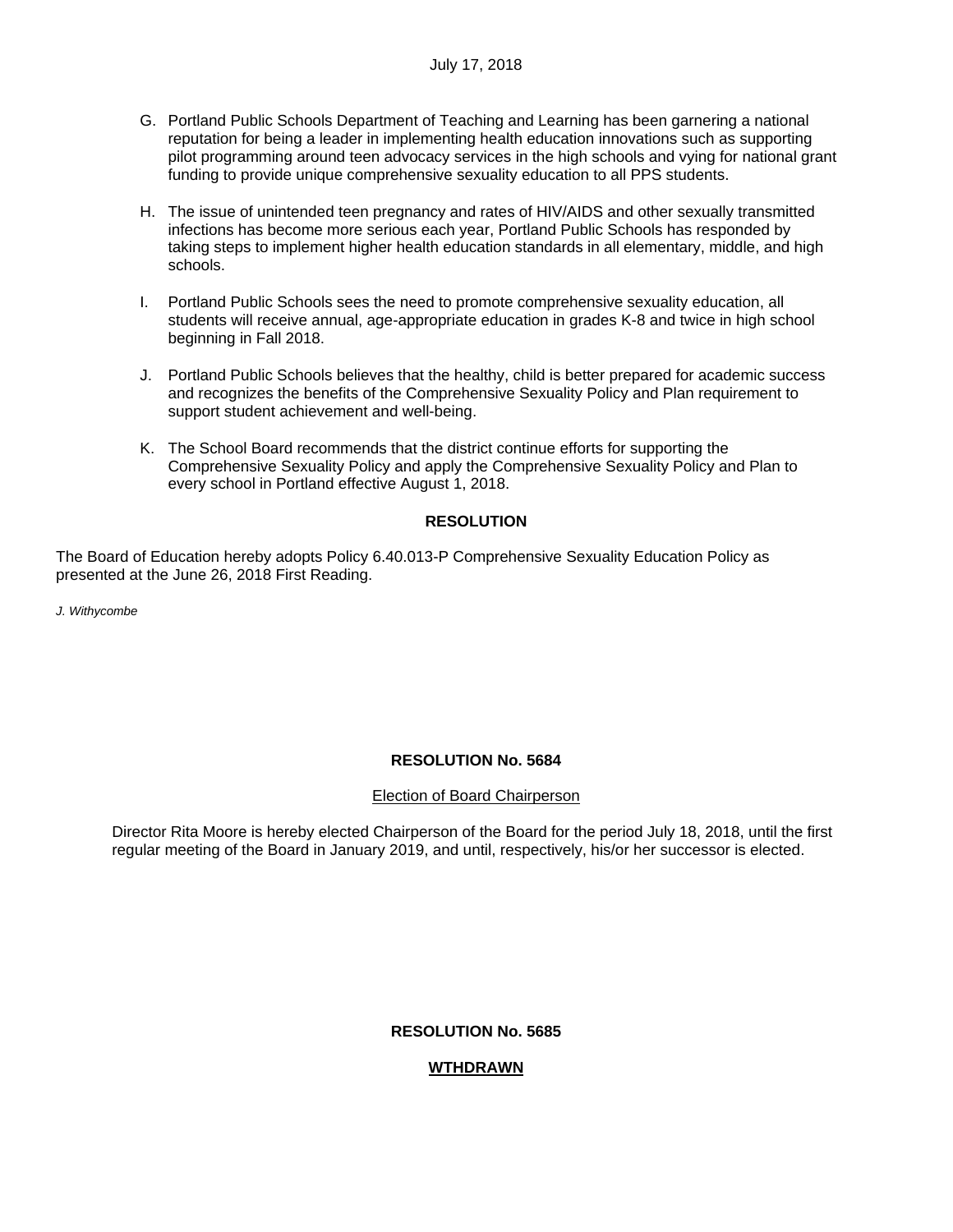G. Portland Public Schools Department of Teaching and Learning has been garnering a national reputation for being a leader in implementing health education innovations such as supporting pilot programming around teen advocacy services in the high schools and vying for national grant funding to provide unique comprehensive sexuality education to all PPS students.

H. The issue of unintended teen pregnancy and rates of HIV/AIDS and other sexually transmitted infections has become more serious each year, Portland Public Schools has responded by taking steps to implement higher health education standards in all elementary, middle, and high schools.

I. Portland Public Schools sees the need to promote comprehensive sexuality education, all students will receive annual, age-appropriate education in grades K-8 and twice in high school beginning in Fall 2018.

J. Portland Public Schools believes that the healthy, child is better prepared for academic success and recognizes the benefits of the Comprehensive Sexuality Policy and Plan requirement to support student achievement and well-being.

K. The School Board recommends that the district continue efforts for supporting the Comprehensive Sexuality Policy and apply the Comprehensive Sexuality Policy and Plan to every school in Portland effective August 1, 2018.

**RESOLUTION**

The Board of Education hereby adopts Policy 6.40.013-P Comprehensive Sexuality Education Policy as presented at the June 26, 2018 First Reading.

*J. Withycombe*

**RESOLUTION No. 5684**

Election of Board Chairperson

Director Rita Moore is hereby elected Chairperson of the Board for the period July 18, 2018, until the first regular meeting of the Board in January 2019, and until, respectively, his/or her successor is elected.

**RESOLUTION No. 5685**

**WTHDRAWN**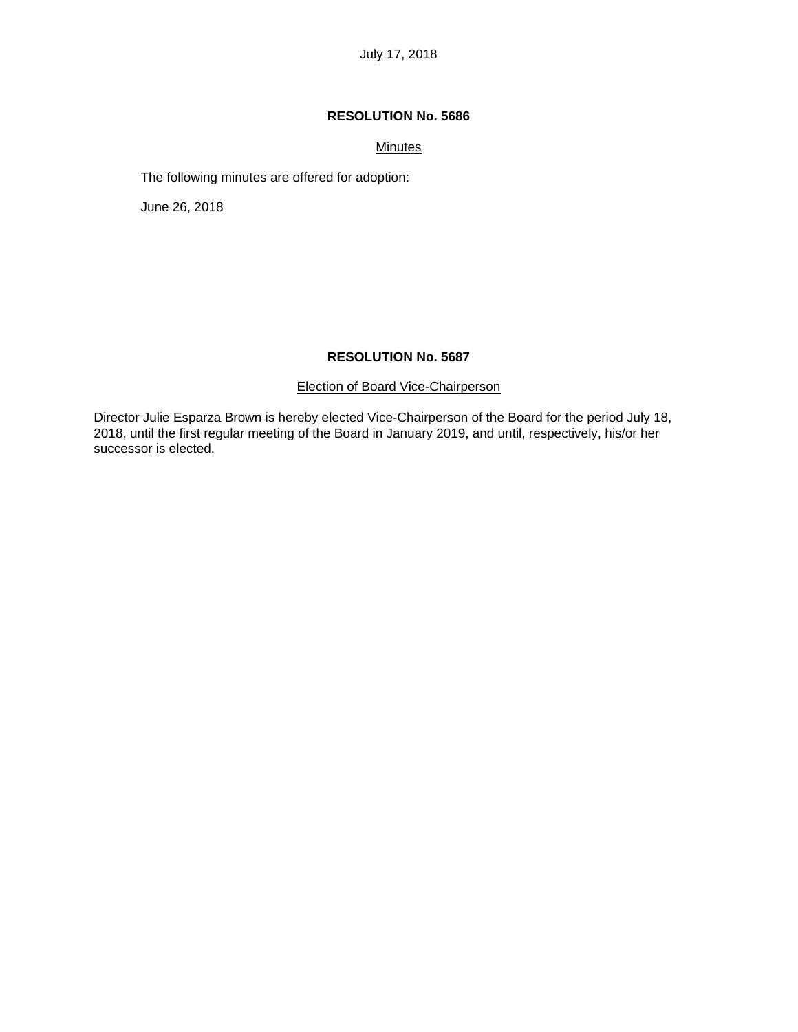July 17, 2018

**RESOLUTION No. 5686**

Minutes

The following minutes are offered for adoption:

June 26, 2018

**RESOLUTION No. 5687**

Election of Board Vice-Chairperson

Director Julie Esparza Brown is hereby elected Vice-Chairperson of the Board for the period July 18, 2018, until the first regular meeting of the Board in January 2019, and until, respectively, his/or her successor is elected.